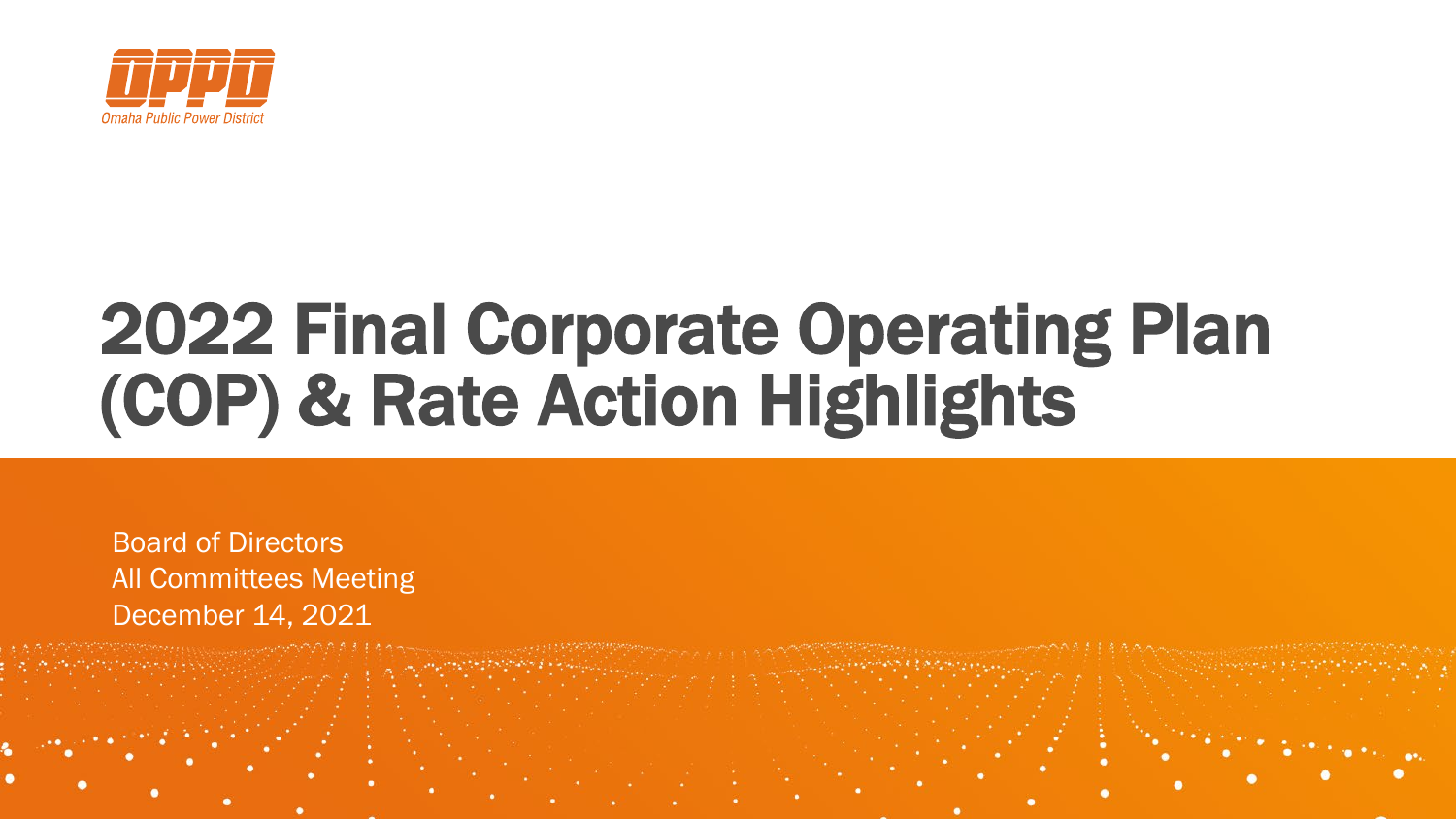OPPD

Omaha Public Power District

# 2022 Final Corporate Operating Plan (COP) & Rate Action Highlights

Board of Directors
All Committees Meeting
December 14, 2021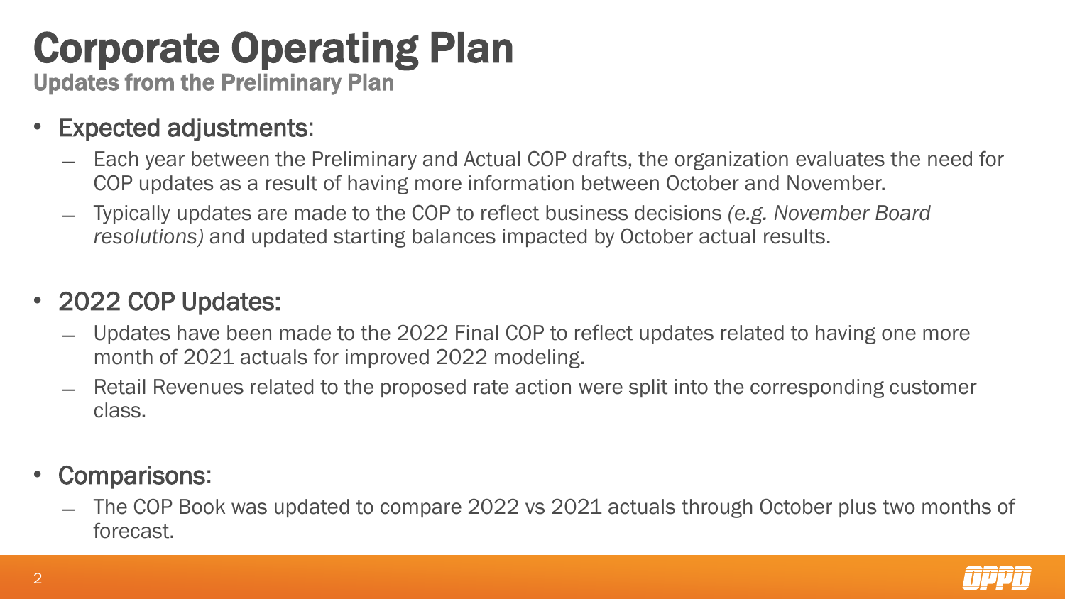# Corporate Operating Plan

## Updates from the Preliminary Plan

- Expected adjustments:
  - Each year between the Preliminary and Actual COP drafts, the organization evaluates the need for COP updates as a result of having more information between October and November.
  - Typically updates are made to the COP to reflect business decisions *(e.g. November Board resolutions)* and updated starting balances impacted by October actual results.

- 2022 COP Updates:
  - Updates have been made to the 2022 Final COP to reflect updates related to having one more month of 2021 actuals for improved 2022 modeling.
  - Retail Revenues related to the proposed rate action were split into the corresponding customer class.

- Comparisons:
  - The COP Book was updated to compare 2022 vs 2021 actuals through October plus two months of forecast.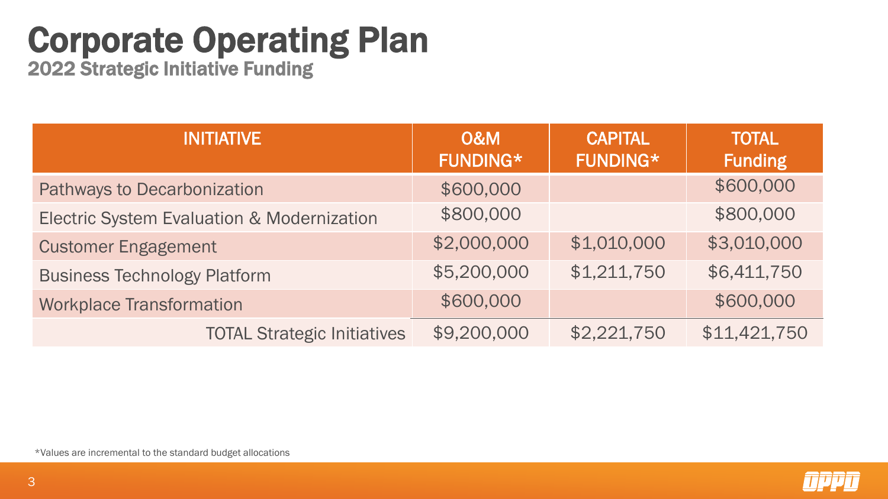# Corporate Operating Plan

## 2022 Strategic Initiative Funding

| INITIATIVE | O&M FUNDING* | CAPITAL FUNDING* | TOTAL Funding |
|---|---|---|---|
| Pathways to Decarbonization | $600,000 | | $600,000 |
| Electric System Evaluation & Modernization | $800,000 | | $800,000 |
| Customer Engagement | $2,000,000 | $1,010,000 | $3,010,000 |
| Business Technology Platform | $5,200,000 | $1,211,750 | $6,411,750 |
| Workplace Transformation | $600,000 | | $600,000 |
| TOTAL Strategic Initiatives | $9,200,000 | $2,221,750 | $11,421,750 |

*Values are incremental to the standard budget allocations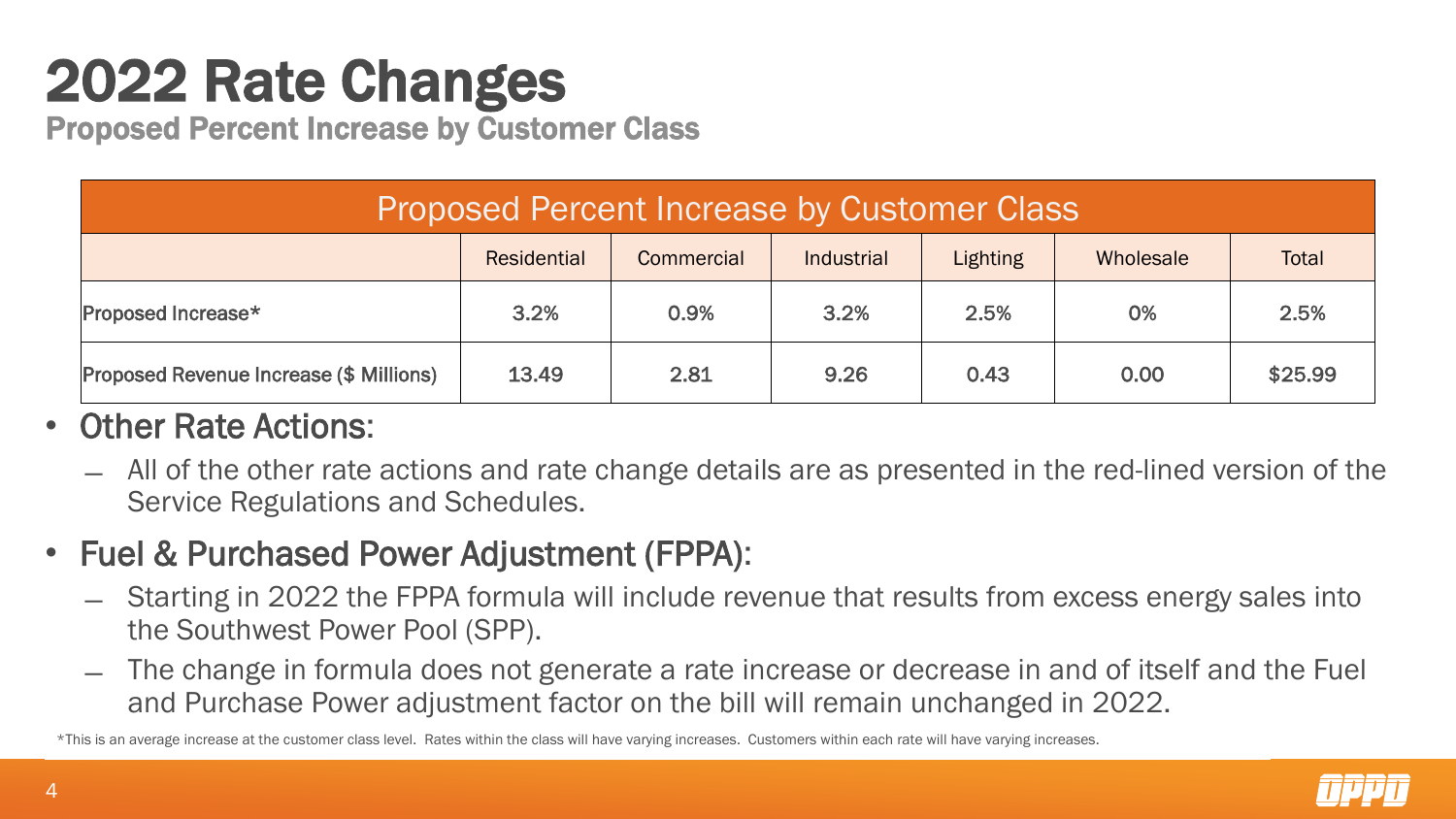# 2022 Rate Changes

## Proposed Percent Increase by Customer Class

| Proposed Percent Increase by Customer Class | | | | | | |
|---|---|---|---|---|---|---|
| | Residential | Commercial | Industrial | Lighting | Wholesale | Total |
| Proposed Increase* | 3.2% | 0.9% | 3.2% | 2.5% | 0% | 2.5% |
| Proposed Revenue Increase ($ Millions) | 13.49 | 2.81 | 9.26 | 0.43 | 0.00 | $25.99 |

- Other Rate Actions:
  - All of the other rate actions and rate change details are as presented in the red-lined version of the Service Regulations and Schedules.
- Fuel & Purchased Power Adjustment (FPPA):
  - Starting in 2022 the FPPA formula will include revenue that results from excess energy sales into the Southwest Power Pool (SPP).
  - The change in formula does not generate a rate increase or decrease in and of itself and the Fuel and Purchase Power adjustment factor on the bill will remain unchanged in 2022.

*This is an average increase at the customer class level. Rates within the class will have varying increases. Customers within each rate will have varying increases.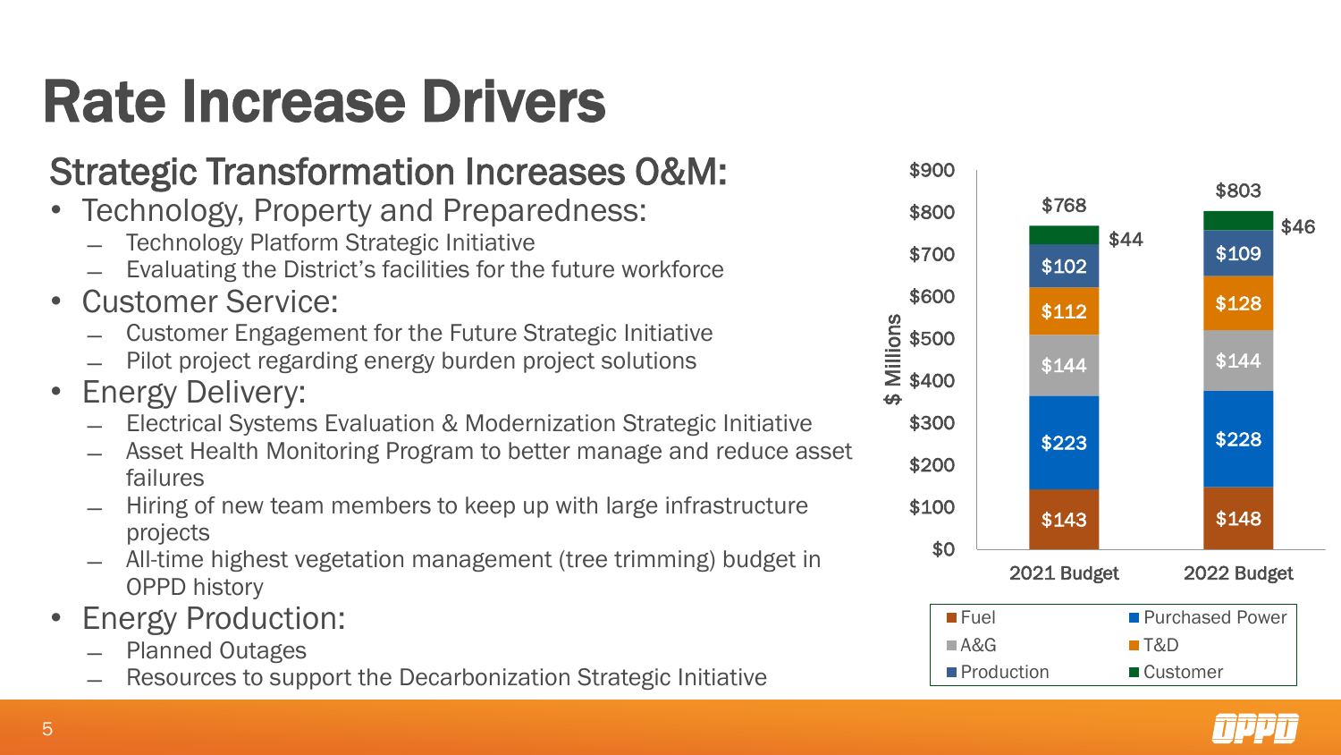# Rate Increase Drivers

## Strategic Transformation Increases O&M:

- Technology, Property and Preparedness:
  - Technology Platform Strategic Initiative
  - Evaluating the District's facilities for the future workforce
- Customer Service:
  - Customer Engagement for the Future Strategic Initiative
  - Pilot project regarding energy burden project solutions
- Energy Delivery:
  - Electrical Systems Evaluation & Modernization Strategic Initiative
  - Asset Health Monitoring Program to better manage and reduce asset failures
  - Hiring of new team members to keep up with large infrastructure projects
  - All-time highest vegetation management (tree trimming) budget in OPPD history
- Energy Production:
  - Planned Outages
  - Resources to support the Decarbonization Strategic Initiative

| $ Millions | 2021 Budget | 2022 Budget |
|---|---|---|
| Fuel | $143 | $148 |
| Purchased Power | $223 | $228 |
| A&G | $144 | $144 |
| T&D | $112 | $128 |
| Production | $102 | $109 |
| Customer | $44 | $46 |
| Total | $768 | $803 |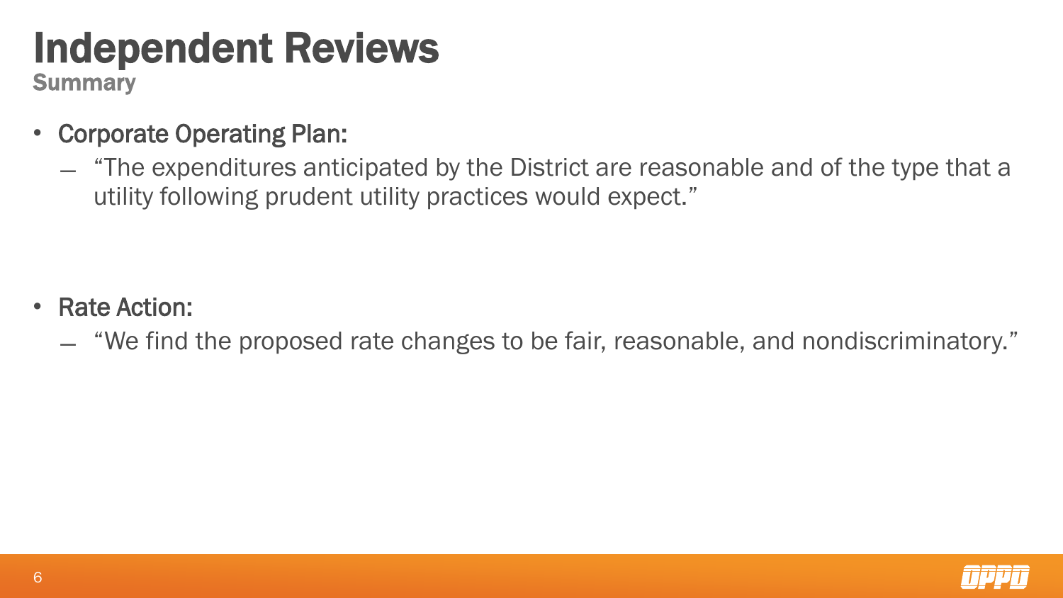# Independent Reviews

## Summary

- Corporate Operating Plan:
  - "The expenditures anticipated by the District are reasonable and of the type that a utility following prudent utility practices would expect."

- Rate Action:
  - "We find the proposed rate changes to be fair, reasonable, and nondiscriminatory."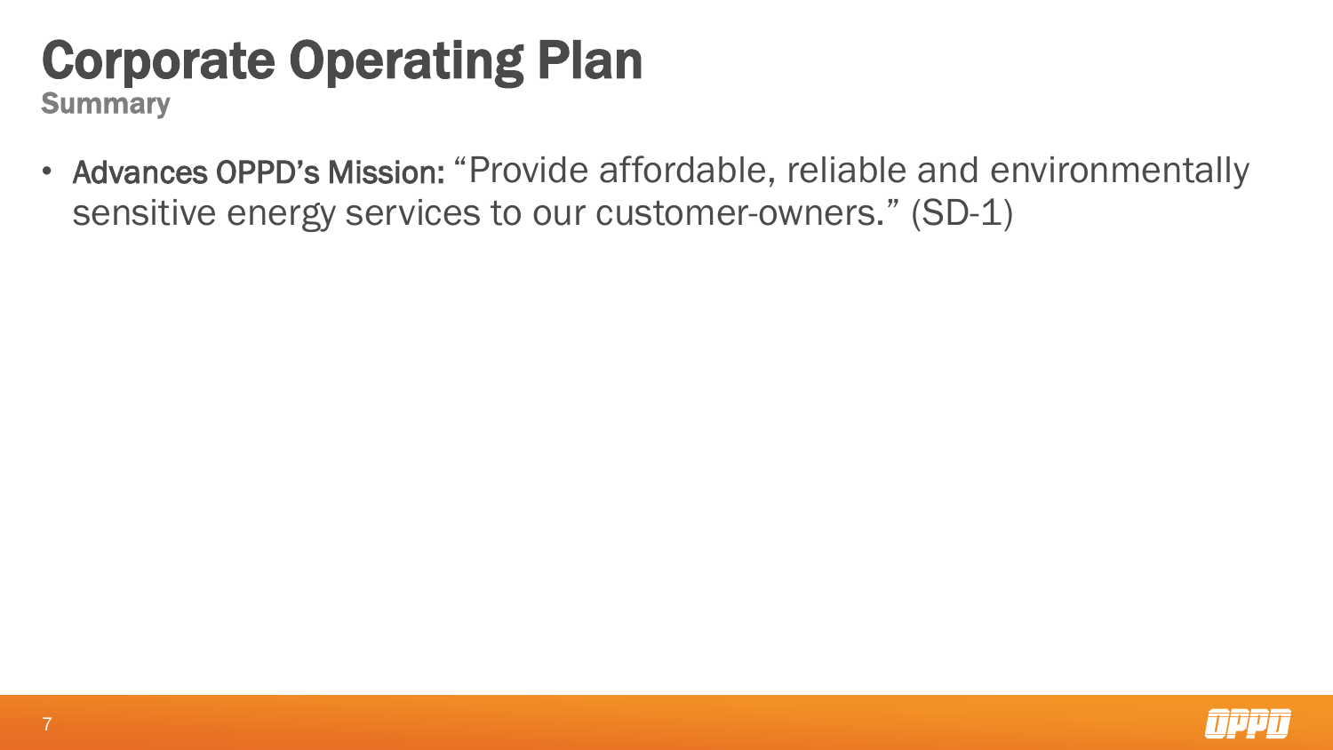# Corporate Operating Plan

## Summary

- **Advances OPPD's Mission:** "Provide affordable, reliable and environmentally sensitive energy services to our customer-owners." (SD-1)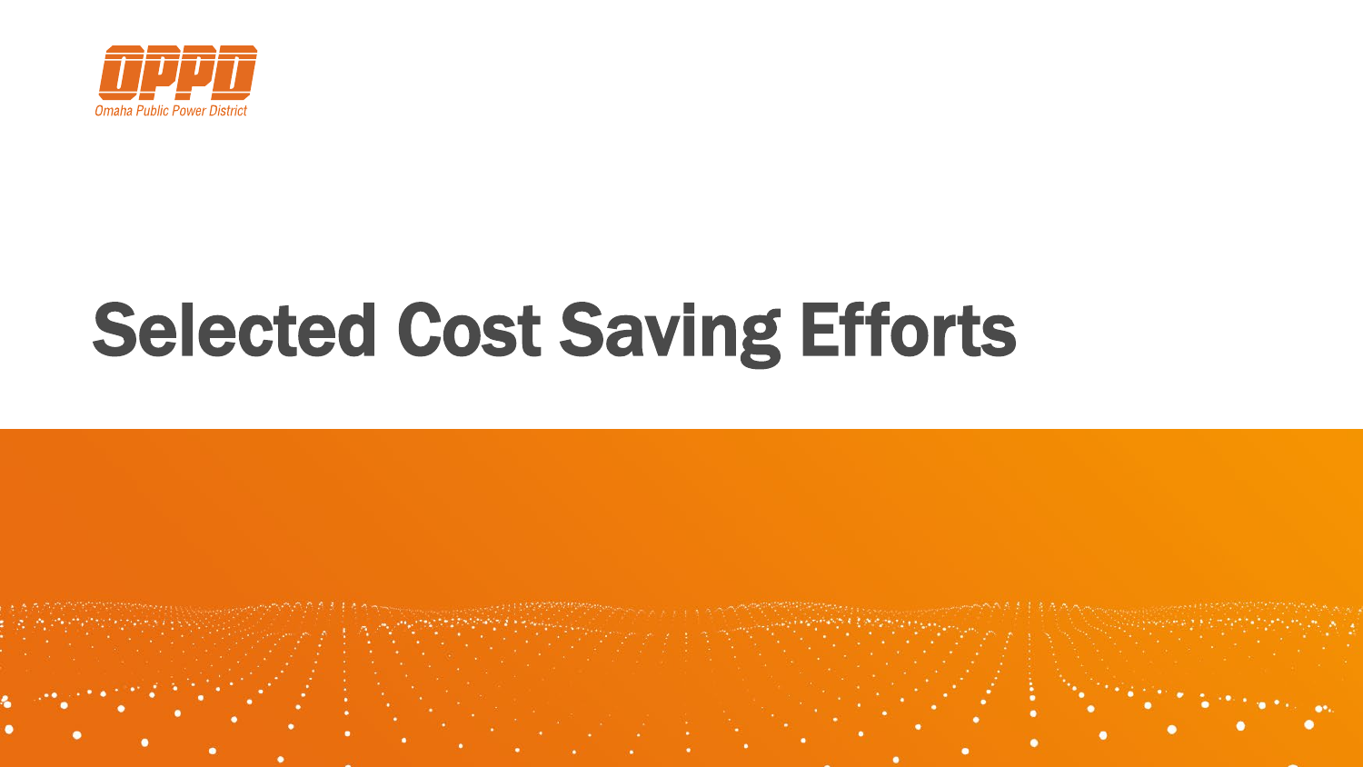OPPD

Omaha Public Power District

# Selected Cost Saving Efforts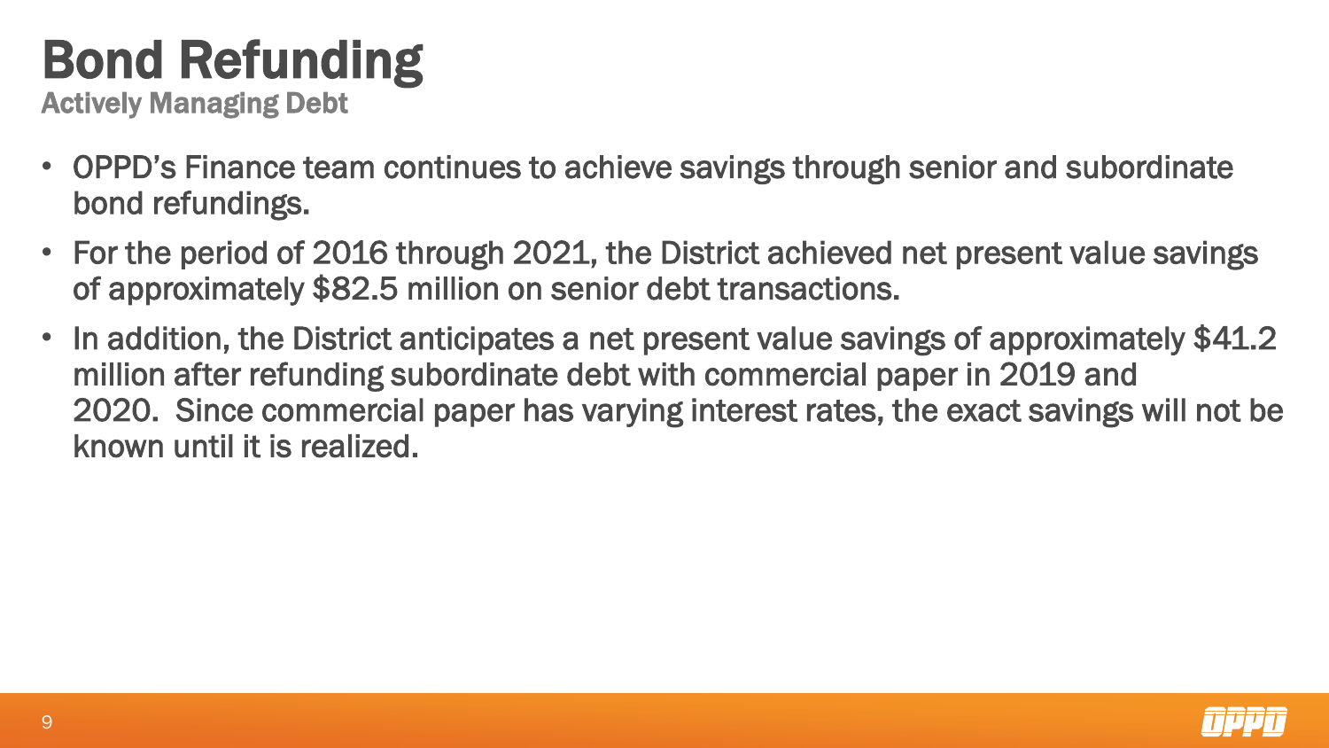# Bond Refunding

## Actively Managing Debt

- OPPD's Finance team continues to achieve savings through senior and subordinate bond refundings.
- For the period of 2016 through 2021, the District achieved net present value savings of approximately $82.5 million on senior debt transactions.
- In addition, the District anticipates a net present value savings of approximately $41.2 million after refunding subordinate debt with commercial paper in 2019 and 2020. Since commercial paper has varying interest rates, the exact savings will not be known until it is realized.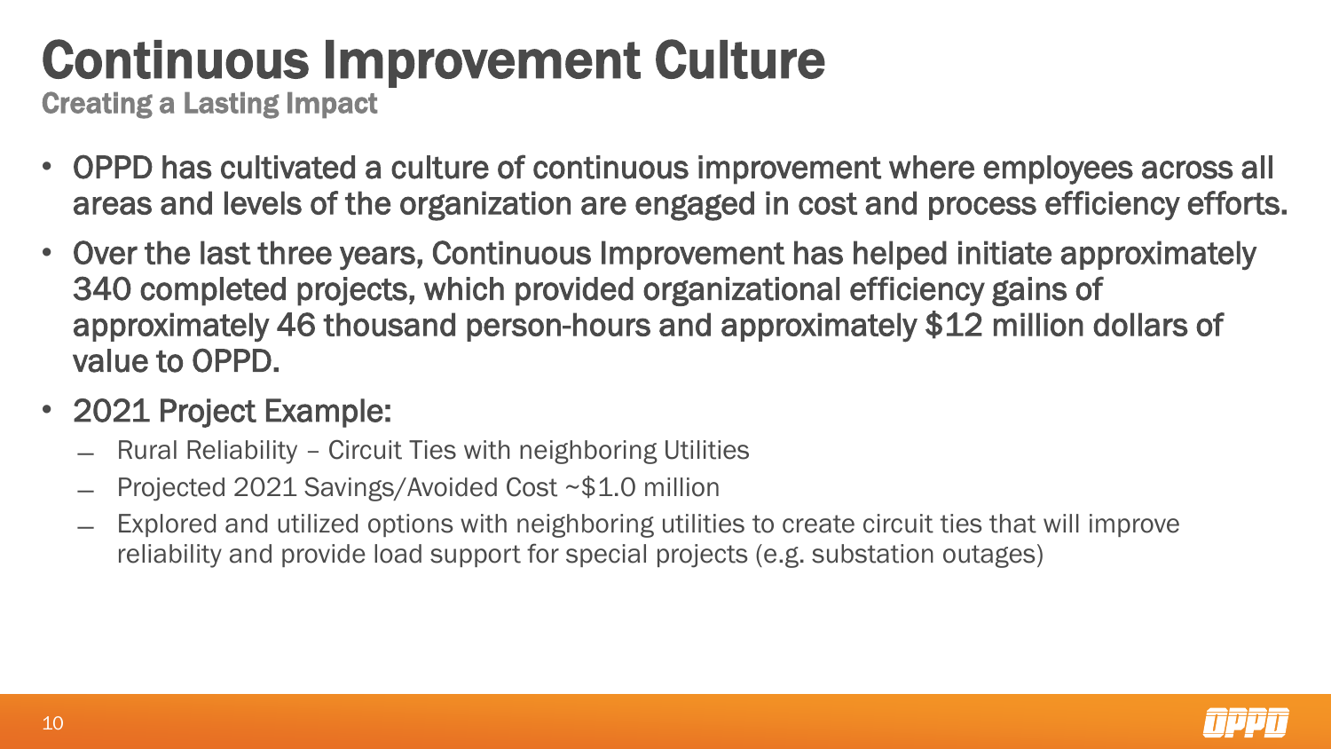# Continuous Improvement Culture

## Creating a Lasting Impact

- OPPD has cultivated a culture of continuous improvement where employees across all areas and levels of the organization are engaged in cost and process efficiency efforts.
- Over the last three years, Continuous Improvement has helped initiate approximately 340 completed projects, which provided organizational efficiency gains of approximately 46 thousand person-hours and approximately $12 million dollars of value to OPPD.
- 2021 Project Example:
  - Rural Reliability – Circuit Ties with neighboring Utilities
  - Projected 2021 Savings/Avoided Cost ~$1.0 million
  - Explored and utilized options with neighboring utilities to create circuit ties that will improve reliability and provide load support for special projects (e.g. substation outages)